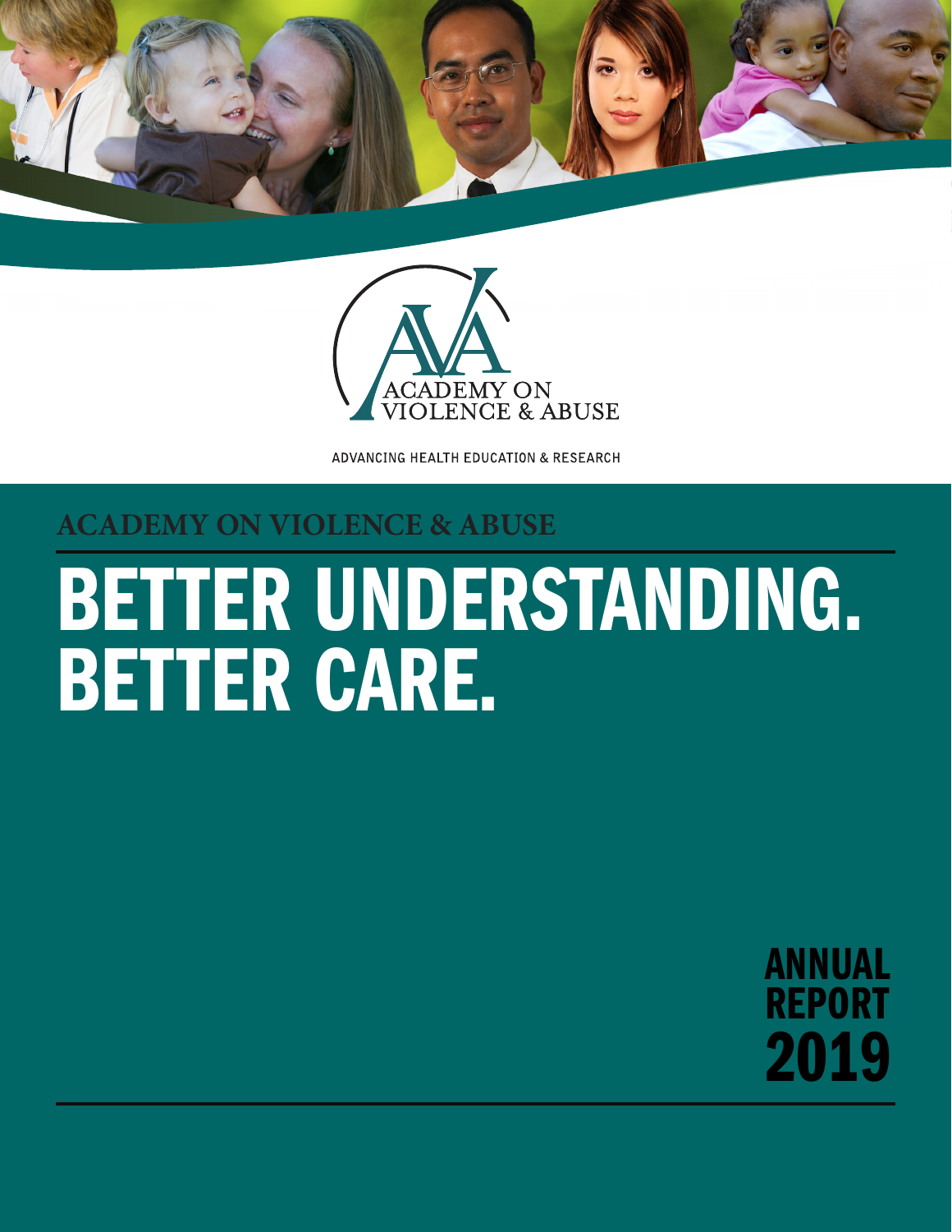ACADEMY ON VIOLENCE & ABUSE

ADVANCING HEALTH EDUCATION & RESEARCH

## ACADEMY ON VIOLENCE & ABUSE

# BETTER UNDERSTANDING. BETTER CARE.

ANNUAL REPORT 2019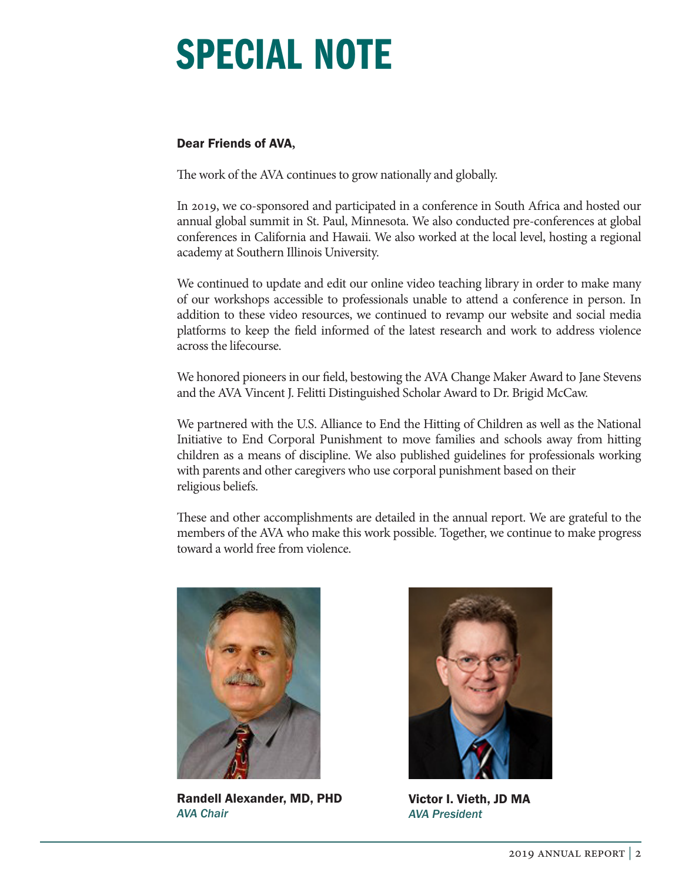# SPECIAL NOTE

**Dear Friends of AVA,**

The work of the AVA continues to grow nationally and globally.

In 2019, we co-sponsored and participated in a conference in South Africa and hosted our annual global summit in St. Paul, Minnesota. We also conducted pre-conferences at global conferences in California and Hawaii. We also worked at the local level, hosting a regional academy at Southern Illinois University.

We continued to update and edit our online video teaching library in order to make many of our workshops accessible to professionals unable to attend a conference in person. In addition to these video resources, we continued to revamp our website and social media platforms to keep the field informed of the latest research and work to address violence across the lifecourse.

We honored pioneers in our field, bestowing the AVA Change Maker Award to Jane Stevens and the AVA Vincent J. Felitti Distinguished Scholar Award to Dr. Brigid McCaw.

We partnered with the U.S. Alliance to End the Hitting of Children as well as the National Initiative to End Corporal Punishment to move families and schools away from hitting children as a means of discipline. We also published guidelines for professionals working with parents and other caregivers who use corporal punishment based on their religious beliefs.

These and other accomplishments are detailed in the annual report. We are grateful to the members of the AVA who make this work possible. Together, we continue to make progress toward a world free from violence.

**Randell Alexander, MD, PHD**
*AVA Chair*

**Victor I. Vieth, JD MA**
*AVA President*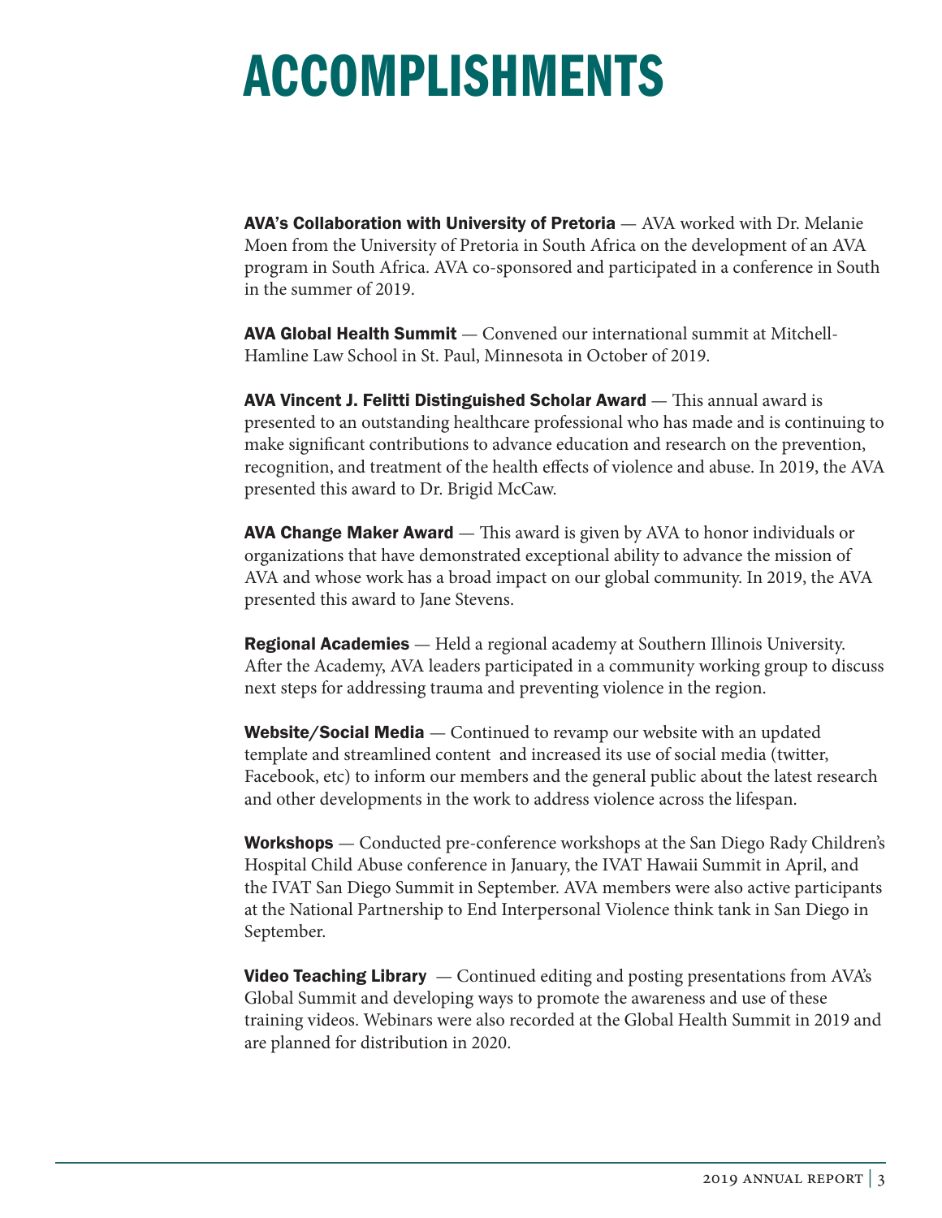# ACCOMPLISHMENTS

**AVA's Collaboration with University of Pretoria** — AVA worked with Dr. Melanie Moen from the University of Pretoria in South Africa on the development of an AVA program in South Africa. AVA co-sponsored and participated in a conference in South in the summer of 2019.

**AVA Global Health Summit** — Convened our international summit at Mitchell-Hamline Law School in St. Paul, Minnesota in October of 2019.

**AVA Vincent J. Felitti Distinguished Scholar Award** — This annual award is presented to an outstanding healthcare professional who has made and is continuing to make significant contributions to advance education and research on the prevention, recognition, and treatment of the health effects of violence and abuse. In 2019, the AVA presented this award to Dr. Brigid McCaw.

**AVA Change Maker Award** — This award is given by AVA to honor individuals or organizations that have demonstrated exceptional ability to advance the mission of AVA and whose work has a broad impact on our global community. In 2019, the AVA presented this award to Jane Stevens.

**Regional Academies** — Held a regional academy at Southern Illinois University. After the Academy, AVA leaders participated in a community working group to discuss next steps for addressing trauma and preventing violence in the region.

**Website/Social Media** — Continued to revamp our website with an updated template and streamlined content and increased its use of social media (twitter, Facebook, etc) to inform our members and the general public about the latest research and other developments in the work to address violence across the lifespan.

**Workshops** — Conducted pre-conference workshops at the San Diego Rady Children's Hospital Child Abuse conference in January, the IVAT Hawaii Summit in April, and the IVAT San Diego Summit in September. AVA members were also active participants at the National Partnership to End Interpersonal Violence think tank in San Diego in September.

**Video Teaching Library** — Continued editing and posting presentations from AVA's Global Summit and developing ways to promote the awareness and use of these training videos. Webinars were also recorded at the Global Health Summit in 2019 and are planned for distribution in 2020.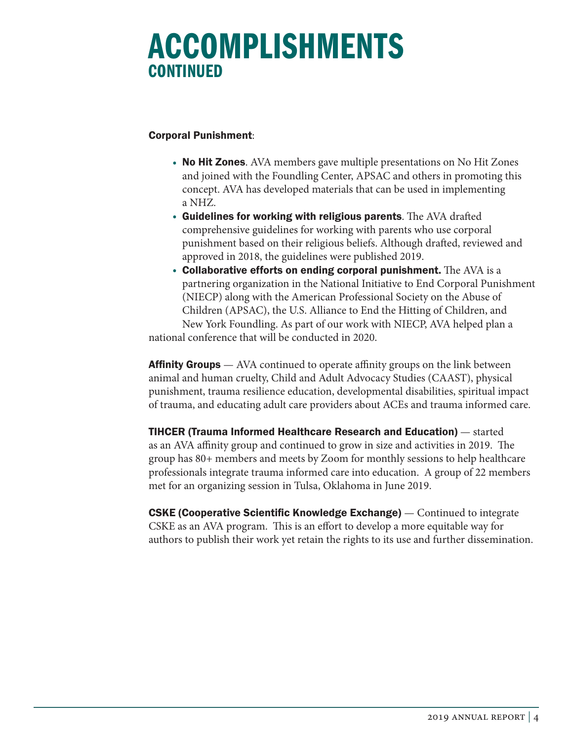# ACCOMPLISHMENTS
## CONTINUED

**Corporal Punishment**:

- **No Hit Zones**. AVA members gave multiple presentations on No Hit Zones and joined with the Foundling Center, APSAC and others in promoting this concept. AVA has developed materials that can be used in implementing a NHZ.
- **Guidelines for working with religious parents**. The AVA drafted comprehensive guidelines for working with parents who use corporal punishment based on their religious beliefs. Although drafted, reviewed and approved in 2018, the guidelines were published 2019.
- **Collaborative efforts on ending corporal punishment.** The AVA is a partnering organization in the National Initiative to End Corporal Punishment (NIECP) along with the American Professional Society on the Abuse of Children (APSAC), the U.S. Alliance to End the Hitting of Children, and New York Foundling. As part of our work with NIECP, AVA helped plan a national conference that will be conducted in 2020.

**Affinity Groups** — AVA continued to operate affinity groups on the link between animal and human cruelty, Child and Adult Advocacy Studies (CAAST), physical punishment, trauma resilience education, developmental disabilities, spiritual impact of trauma, and educating adult care providers about ACEs and trauma informed care.

**TIHCER (Trauma Informed Healthcare Research and Education)** — started as an AVA affinity group and continued to grow in size and activities in 2019. The group has 80+ members and meets by Zoom for monthly sessions to help healthcare professionals integrate trauma informed care into education. A group of 22 members met for an organizing session in Tulsa, Oklahoma in June 2019.

**CSKE (Cooperative Scientific Knowledge Exchange)** — Continued to integrate CSKE as an AVA program. This is an effort to develop a more equitable way for authors to publish their work yet retain the rights to its use and further dissemination.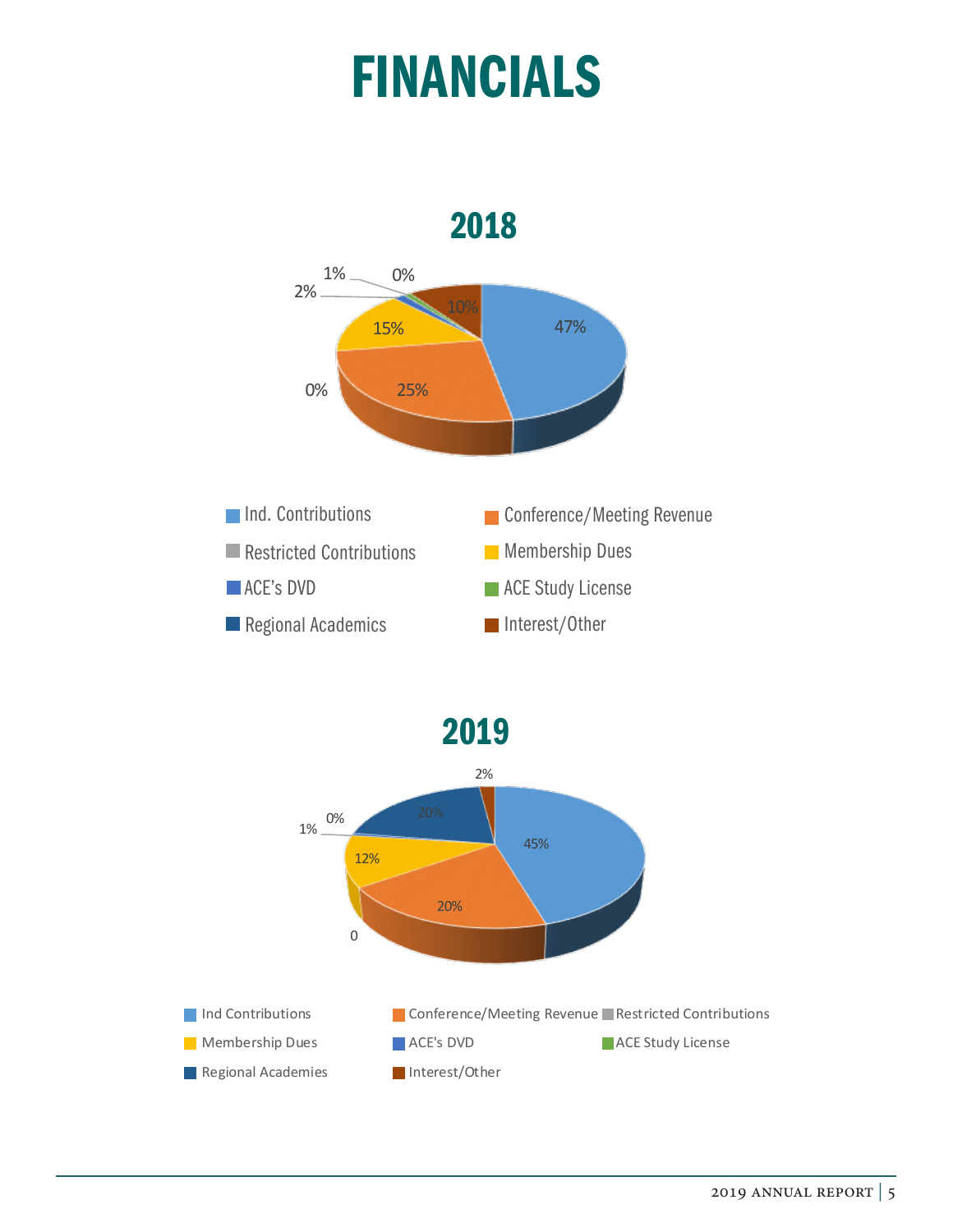# FINANCIALS

## 2018

1% 0% 2% 10% 15% 47% 0% 25%

- Ind. Contributions
- Conference/Meeting Revenue
- Restricted Contributions
- Membership Dues
- ACE's DVD
- ACE Study License
- Regional Academics
- Interest/Other

## 2019

2% 0% 20% 1% 45% 12% 20% 0

- Ind Contributions
- Conference/Meeting Revenue
- Restricted Contributions
- Membership Dues
- ACE's DVD
- ACE Study License
- Regional Academies
- Interest/Other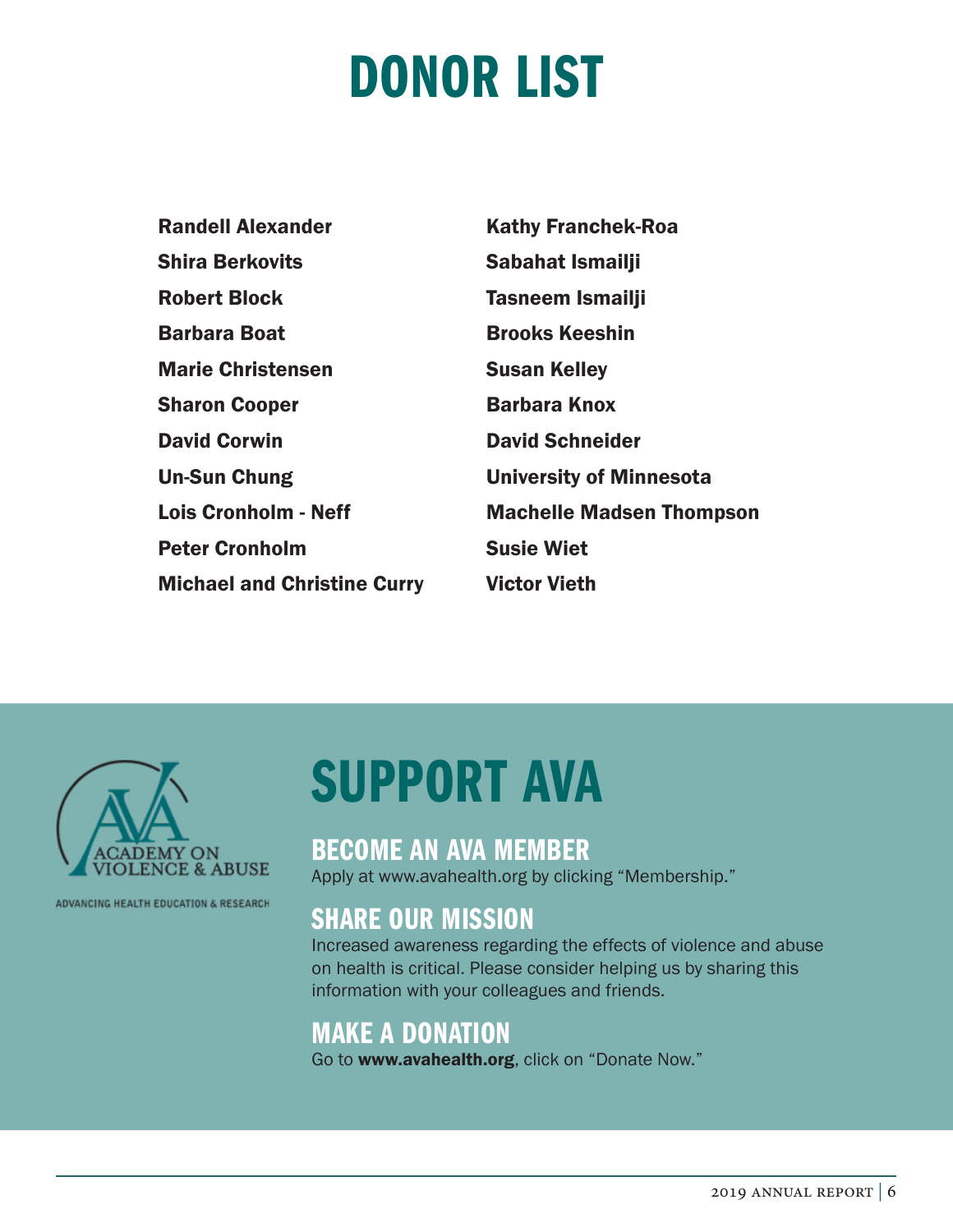# DONOR LIST

**Randell Alexander**
**Shira Berkovits**
**Robert Block**
**Barbara Boat**
**Marie Christensen**
**Sharon Cooper**
**David Corwin**
**Un-Sun Chung**
**Lois Cronholm - Neff**
**Peter Cronholm**
**Michael and Christine Curry**
**Kathy Franchek-Roa**
**Sabahat Ismailji**
**Tasneem Ismailji**
**Brooks Keeshin**
**Susan Kelley**
**Barbara Knox**
**David Schneider**
**University of Minnesota**
**Machelle Madsen Thompson**
**Susie Wiet**
**Victor Vieth**

ACADEMY ON VIOLENCE & ABUSE

ADVANCING HEALTH EDUCATION & RESEARCH

# SUPPORT AVA

## BECOME AN AVA MEMBER

Apply at www.avahealth.org by clicking "Membership."

## SHARE OUR MISSION

Increased awareness regarding the effects of violence and abuse on health is critical. Please consider helping us by sharing this information with your colleagues and friends.

## MAKE A DONATION

Go to **www.avahealth.org**, click on "Donate Now."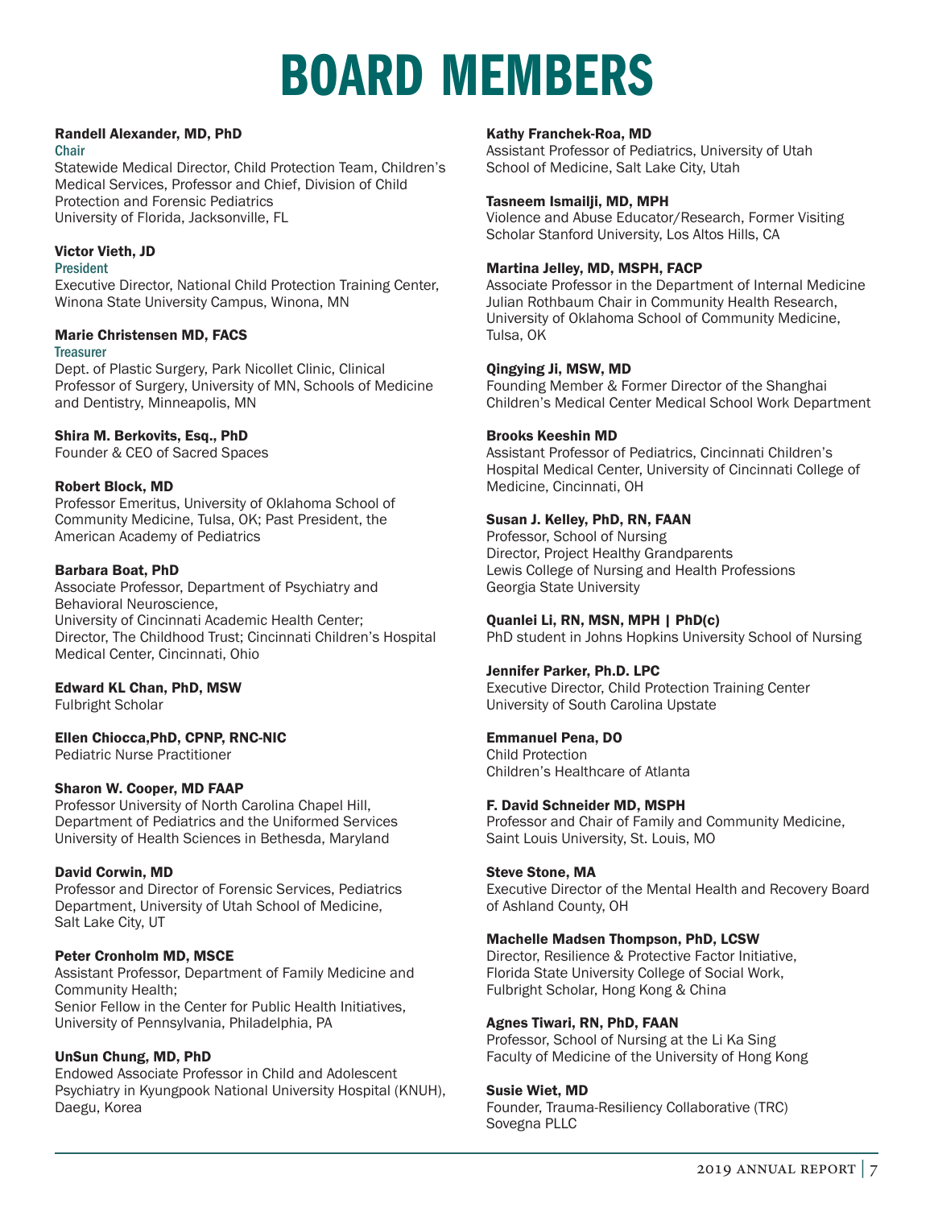# BOARD MEMBERS

**Randell Alexander, MD, PhD**
Chair
Statewide Medical Director, Child Protection Team, Children's Medical Services, Professor and Chief, Division of Child Protection and Forensic Pediatrics
University of Florida, Jacksonville, FL

**Victor Vieth, JD**
President
Executive Director, National Child Protection Training Center, Winona State University Campus, Winona, MN

**Marie Christensen MD, FACS**
Treasurer
Dept. of Plastic Surgery, Park Nicollet Clinic, Clinical Professor of Surgery, University of MN, Schools of Medicine and Dentistry, Minneapolis, MN

**Shira M. Berkovits, Esq., PhD**
Founder & CEO of Sacred Spaces

**Robert Block, MD**
Professor Emeritus, University of Oklahoma School of Community Medicine, Tulsa, OK; Past President, the American Academy of Pediatrics

**Barbara Boat, PhD**
Associate Professor, Department of Psychiatry and Behavioral Neuroscience,
University of Cincinnati Academic Health Center;
Director, The Childhood Trust; Cincinnati Children's Hospital Medical Center, Cincinnati, Ohio

**Edward KL Chan, PhD, MSW**
Fulbright Scholar

**Ellen Chiocca,PhD, CPNP, RNC-NIC**
Pediatric Nurse Practitioner

**Sharon W. Cooper, MD FAAP**
Professor University of North Carolina Chapel Hill, Department of Pediatrics and the Uniformed Services University of Health Sciences in Bethesda, Maryland

**David Corwin, MD**
Professor and Director of Forensic Services, Pediatrics Department, University of Utah School of Medicine, Salt Lake City, UT

**Peter Cronholm MD, MSCE**
Assistant Professor, Department of Family Medicine and Community Health;
Senior Fellow in the Center for Public Health Initiatives, University of Pennsylvania, Philadelphia, PA

**UnSun Chung, MD, PhD**
Endowed Associate Professor in Child and Adolescent Psychiatry in Kyungpook National University Hospital (KNUH), Daegu, Korea

**Kathy Franchek-Roa, MD**
Assistant Professor of Pediatrics, University of Utah School of Medicine, Salt Lake City, Utah

**Tasneem Ismailji, MD, MPH**
Violence and Abuse Educator/Research, Former Visiting Scholar Stanford University, Los Altos Hills, CA

**Martina Jelley, MD, MSPH, FACP**
Associate Professor in the Department of Internal Medicine
Julian Rothbaum Chair in Community Health Research, University of Oklahoma School of Community Medicine, Tulsa, OK

**Qingying Ji, MSW, MD**
Founding Member & Former Director of the Shanghai Children's Medical Center Medical School Work Department

**Brooks Keeshin MD**
Assistant Professor of Pediatrics, Cincinnati Children's Hospital Medical Center, University of Cincinnati College of Medicine, Cincinnati, OH

**Susan J. Kelley, PhD, RN, FAAN**
Professor, School of Nursing
Director, Project Healthy Grandparents
Lewis College of Nursing and Health Professions
Georgia State University

**Quanlei Li, RN, MSN, MPH | PhD(c)**
PhD student in Johns Hopkins University School of Nursing

**Jennifer Parker, Ph.D. LPC**
Executive Director, Child Protection Training Center
University of South Carolina Upstate

**Emmanuel Pena, DO**
Child Protection
Children's Healthcare of Atlanta

**F. David Schneider MD, MSPH**
Professor and Chair of Family and Community Medicine, Saint Louis University, St. Louis, MO

**Steve Stone, MA**
Executive Director of the Mental Health and Recovery Board of Ashland County, OH

**Machelle Madsen Thompson, PhD, LCSW**
Director, Resilience & Protective Factor Initiative, Florida State University College of Social Work,
Fulbright Scholar, Hong Kong & China

**Agnes Tiwari, RN, PhD, FAAN**
Professor, School of Nursing at the Li Ka Sing Faculty of Medicine of the University of Hong Kong

**Susie Wiet, MD**
Founder, Trauma-Resiliency Collaborative (TRC)
Sovegna PLLC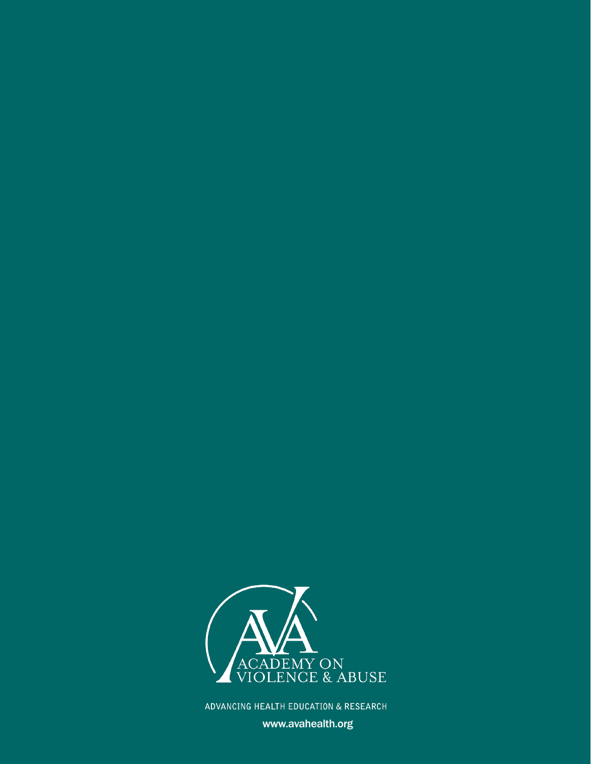ACADEMY ON VIOLENCE & ABUSE

ADVANCING HEALTH EDUCATION & RESEARCH

www.avahealth.org